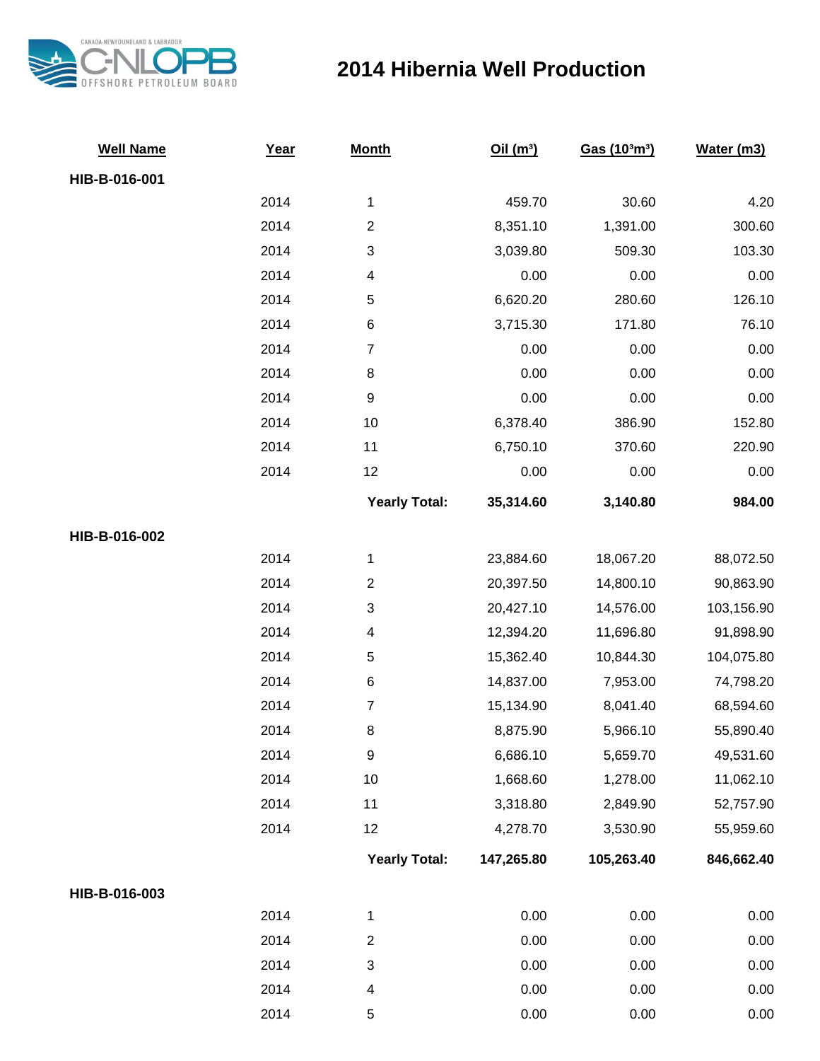# 2014 Hibernia Well Production

| Well Name | Year | Month | Oil ($m^3$) | Gas ($10^3m^3$) | Water (m3) |
|---|---|---|---|---|---|
| **HIB-B-016-001** | | | | | |
| | 2014 | 1 | 459.70 | 30.60 | 4.20 |
| | 2014 | 2 | 8,351.10 | 1,391.00 | 300.60 |
| | 2014 | 3 | 3,039.80 | 509.30 | 103.30 |
| | 2014 | 4 | 0.00 | 0.00 | 0.00 |
| | 2014 | 5 | 6,620.20 | 280.60 | 126.10 |
| | 2014 | 6 | 3,715.30 | 171.80 | 76.10 |
| | 2014 | 7 | 0.00 | 0.00 | 0.00 |
| | 2014 | 8 | 0.00 | 0.00 | 0.00 |
| | 2014 | 9 | 0.00 | 0.00 | 0.00 |
| | 2014 | 10 | 6,378.40 | 386.90 | 152.80 |
| | 2014 | 11 | 6,750.10 | 370.60 | 220.90 |
| | 2014 | 12 | 0.00 | 0.00 | 0.00 |
| | | **Yearly Total:** | **35,314.60** | **3,140.80** | **984.00** |
| **HIB-B-016-002** | | | | | |
| | 2014 | 1 | 23,884.60 | 18,067.20 | 88,072.50 |
| | 2014 | 2 | 20,397.50 | 14,800.10 | 90,863.90 |
| | 2014 | 3 | 20,427.10 | 14,576.00 | 103,156.90 |
| | 2014 | 4 | 12,394.20 | 11,696.80 | 91,898.90 |
| | 2014 | 5 | 15,362.40 | 10,844.30 | 104,075.80 |
| | 2014 | 6 | 14,837.00 | 7,953.00 | 74,798.20 |
| | 2014 | 7 | 15,134.90 | 8,041.40 | 68,594.60 |
| | 2014 | 8 | 8,875.90 | 5,966.10 | 55,890.40 |
| | 2014 | 9 | 6,686.10 | 5,659.70 | 49,531.60 |
| | 2014 | 10 | 1,668.60 | 1,278.00 | 11,062.10 |
| | 2014 | 11 | 3,318.80 | 2,849.90 | 52,757.90 |
| | 2014 | 12 | 4,278.70 | 3,530.90 | 55,959.60 |
| | | **Yearly Total:** | **147,265.80** | **105,263.40** | **846,662.40** |
| **HIB-B-016-003** | | | | | |
| | 2014 | 1 | 0.00 | 0.00 | 0.00 |
| | 2014 | 2 | 0.00 | 0.00 | 0.00 |
| | 2014 | 3 | 0.00 | 0.00 | 0.00 |
| | 2014 | 4 | 0.00 | 0.00 | 0.00 |
| | 2014 | 5 | 0.00 | 0.00 | 0.00 |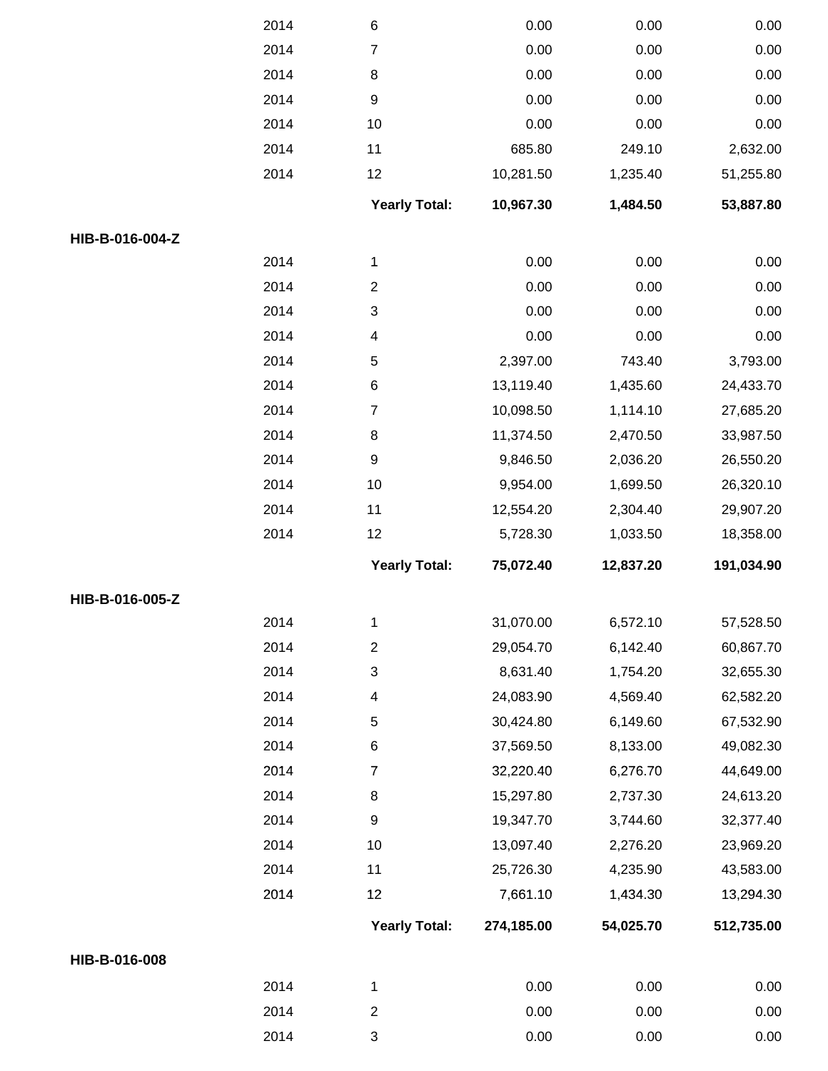| | Year | Month | | | |
|---|---|---|---|---|---|
| | 2014 | 6 | 0.00 | 0.00 | 0.00 |
| | 2014 | 7 | 0.00 | 0.00 | 0.00 |
| | 2014 | 8 | 0.00 | 0.00 | 0.00 |
| | 2014 | 9 | 0.00 | 0.00 | 0.00 |
| | 2014 | 10 | 0.00 | 0.00 | 0.00 |
| | 2014 | 11 | 685.80 | 249.10 | 2,632.00 |
| | 2014 | 12 | 10,281.50 | 1,235.40 | 51,255.80 |
| | | **Yearly Total:** | **10,967.30** | **1,484.50** | **53,887.80** |
| **HIB-B-016-004-Z** | | | | | |
| | 2014 | 1 | 0.00 | 0.00 | 0.00 |
| | 2014 | 2 | 0.00 | 0.00 | 0.00 |
| | 2014 | 3 | 0.00 | 0.00 | 0.00 |
| | 2014 | 4 | 0.00 | 0.00 | 0.00 |
| | 2014 | 5 | 2,397.00 | 743.40 | 3,793.00 |
| | 2014 | 6 | 13,119.40 | 1,435.60 | 24,433.70 |
| | 2014 | 7 | 10,098.50 | 1,114.10 | 27,685.20 |
| | 2014 | 8 | 11,374.50 | 2,470.50 | 33,987.50 |
| | 2014 | 9 | 9,846.50 | 2,036.20 | 26,550.20 |
| | 2014 | 10 | 9,954.00 | 1,699.50 | 26,320.10 |
| | 2014 | 11 | 12,554.20 | 2,304.40 | 29,907.20 |
| | 2014 | 12 | 5,728.30 | 1,033.50 | 18,358.00 |
| | | **Yearly Total:** | **75,072.40** | **12,837.20** | **191,034.90** |
| **HIB-B-016-005-Z** | | | | | |
| | 2014 | 1 | 31,070.00 | 6,572.10 | 57,528.50 |
| | 2014 | 2 | 29,054.70 | 6,142.40 | 60,867.70 |
| | 2014 | 3 | 8,631.40 | 1,754.20 | 32,655.30 |
| | 2014 | 4 | 24,083.90 | 4,569.40 | 62,582.20 |
| | 2014 | 5 | 30,424.80 | 6,149.60 | 67,532.90 |
| | 2014 | 6 | 37,569.50 | 8,133.00 | 49,082.30 |
| | 2014 | 7 | 32,220.40 | 6,276.70 | 44,649.00 |
| | 2014 | 8 | 15,297.80 | 2,737.30 | 24,613.20 |
| | 2014 | 9 | 19,347.70 | 3,744.60 | 32,377.40 |
| | 2014 | 10 | 13,097.40 | 2,276.20 | 23,969.20 |
| | 2014 | 11 | 25,726.30 | 4,235.90 | 43,583.00 |
| | 2014 | 12 | 7,661.10 | 1,434.30 | 13,294.30 |
| | | **Yearly Total:** | **274,185.00** | **54,025.70** | **512,735.00** |
| **HIB-B-016-008** | | | | | |
| | 2014 | 1 | 0.00 | 0.00 | 0.00 |
| | 2014 | 2 | 0.00 | 0.00 | 0.00 |
| | 2014 | 3 | 0.00 | 0.00 | 0.00 |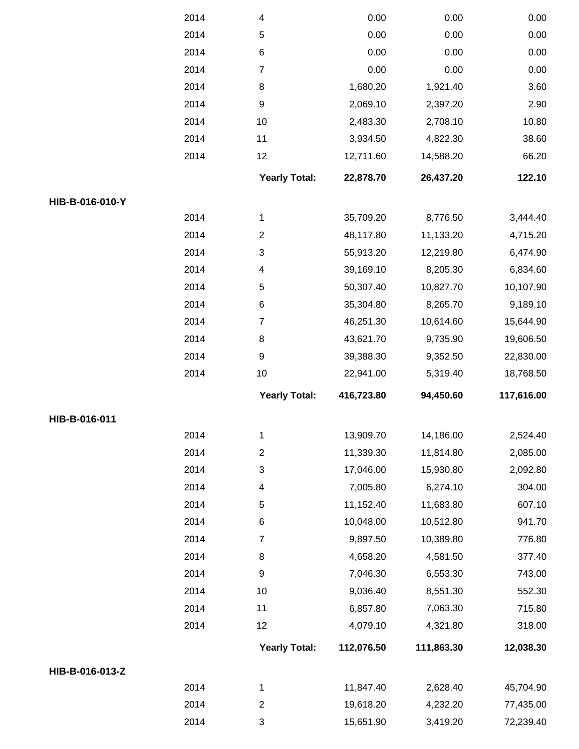| | | | | | |
|---|---|---|---|---|---|
| | 2014 | 4 | 0.00 | 0.00 | 0.00 |
| | 2014 | 5 | 0.00 | 0.00 | 0.00 |
| | 2014 | 6 | 0.00 | 0.00 | 0.00 |
| | 2014 | 7 | 0.00 | 0.00 | 0.00 |
| | 2014 | 8 | 1,680.20 | 1,921.40 | 3.60 |
| | 2014 | 9 | 2,069.10 | 2,397.20 | 2.90 |
| | 2014 | 10 | 2,483.30 | 2,708.10 | 10.80 |
| | 2014 | 11 | 3,934.50 | 4,822.30 | 38.60 |
| | 2014 | 12 | 12,711.60 | 14,588.20 | 66.20 |
| | | **Yearly Total:** | **22,878.70** | **26,437.20** | **122.10** |
| **HIB-B-016-010-Y** | | | | | |
| | 2014 | 1 | 35,709.20 | 8,776.50 | 3,444.40 |
| | 2014 | 2 | 48,117.80 | 11,133.20 | 4,715.20 |
| | 2014 | 3 | 55,913.20 | 12,219.80 | 6,474.90 |
| | 2014 | 4 | 39,169.10 | 8,205.30 | 6,834.60 |
| | 2014 | 5 | 50,307.40 | 10,827.70 | 10,107.90 |
| | 2014 | 6 | 35,304.80 | 8,265.70 | 9,189.10 |
| | 2014 | 7 | 46,251.30 | 10,614.60 | 15,644.90 |
| | 2014 | 8 | 43,621.70 | 9,735.90 | 19,606.50 |
| | 2014 | 9 | 39,388.30 | 9,352.50 | 22,830.00 |
| | 2014 | 10 | 22,941.00 | 5,319.40 | 18,768.50 |
| | | **Yearly Total:** | **416,723.80** | **94,450.60** | **117,616.00** |
| **HIB-B-016-011** | | | | | |
| | 2014 | 1 | 13,909.70 | 14,186.00 | 2,524.40 |
| | 2014 | 2 | 11,339.30 | 11,814.80 | 2,085.00 |
| | 2014 | 3 | 17,046.00 | 15,930.80 | 2,092.80 |
| | 2014 | 4 | 7,005.80 | 6,274.10 | 304.00 |
| | 2014 | 5 | 11,152.40 | 11,683.80 | 607.10 |
| | 2014 | 6 | 10,048.00 | 10,512.80 | 941.70 |
| | 2014 | 7 | 9,897.50 | 10,389.80 | 776.80 |
| | 2014 | 8 | 4,658.20 | 4,581.50 | 377.40 |
| | 2014 | 9 | 7,046.30 | 6,553.30 | 743.00 |
| | 2014 | 10 | 9,036.40 | 8,551.30 | 552.30 |
| | 2014 | 11 | 6,857.80 | 7,063.30 | 715.80 |
| | 2014 | 12 | 4,079.10 | 4,321.80 | 318.00 |
| | | **Yearly Total:** | **112,076.50** | **111,863.30** | **12,038.30** |
| **HIB-B-016-013-Z** | | | | | |
| | 2014 | 1 | 11,847.40 | 2,628.40 | 45,704.90 |
| | 2014 | 2 | 19,618.20 | 4,232.20 | 77,435.00 |
| | 2014 | 3 | 15,651.90 | 3,419.20 | 72,239.40 |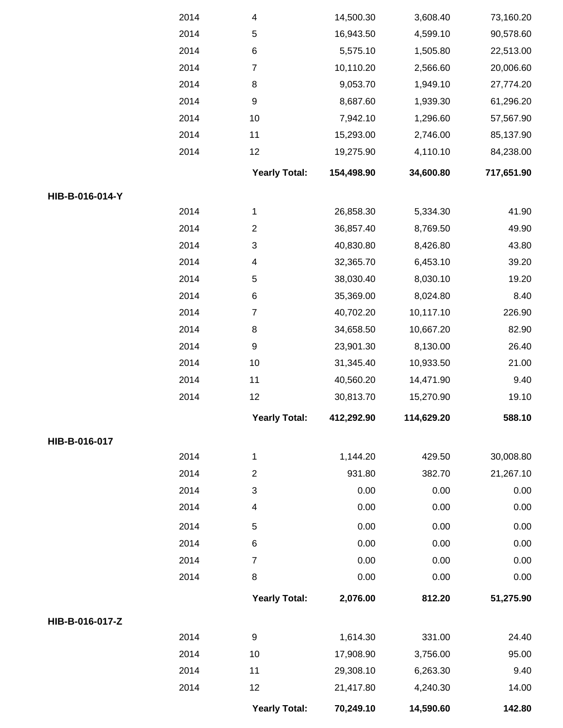| | | | | | |
|---|---|---|---|---|---|
| | 2014 | 4 | 14,500.30 | 3,608.40 | 73,160.20 |
| | 2014 | 5 | 16,943.50 | 4,599.10 | 90,578.60 |
| | 2014 | 6 | 5,575.10 | 1,505.80 | 22,513.00 |
| | 2014 | 7 | 10,110.20 | 2,566.60 | 20,006.60 |
| | 2014 | 8 | 9,053.70 | 1,949.10 | 27,774.20 |
| | 2014 | 9 | 8,687.60 | 1,939.30 | 61,296.20 |
| | 2014 | 10 | 7,942.10 | 1,296.60 | 57,567.90 |
| | 2014 | 11 | 15,293.00 | 2,746.00 | 85,137.90 |
| | 2014 | 12 | 19,275.90 | 4,110.10 | 84,238.00 |
| | | **Yearly Total:** | **154,498.90** | **34,600.80** | **717,651.90** |
| **HIB-B-016-014-Y** | | | | | |
| | 2014 | 1 | 26,858.30 | 5,334.30 | 41.90 |
| | 2014 | 2 | 36,857.40 | 8,769.50 | 49.90 |
| | 2014 | 3 | 40,830.80 | 8,426.80 | 43.80 |
| | 2014 | 4 | 32,365.70 | 6,453.10 | 39.20 |
| | 2014 | 5 | 38,030.40 | 8,030.10 | 19.20 |
| | 2014 | 6 | 35,369.00 | 8,024.80 | 8.40 |
| | 2014 | 7 | 40,702.20 | 10,117.10 | 226.90 |
| | 2014 | 8 | 34,658.50 | 10,667.20 | 82.90 |
| | 2014 | 9 | 23,901.30 | 8,130.00 | 26.40 |
| | 2014 | 10 | 31,345.40 | 10,933.50 | 21.00 |
| | 2014 | 11 | 40,560.20 | 14,471.90 | 9.40 |
| | 2014 | 12 | 30,813.70 | 15,270.90 | 19.10 |
| | | **Yearly Total:** | **412,292.90** | **114,629.20** | **588.10** |
| **HIB-B-016-017** | | | | | |
| | 2014 | 1 | 1,144.20 | 429.50 | 30,008.80 |
| | 2014 | 2 | 931.80 | 382.70 | 21,267.10 |
| | 2014 | 3 | 0.00 | 0.00 | 0.00 |
| | 2014 | 4 | 0.00 | 0.00 | 0.00 |
| | 2014 | 5 | 0.00 | 0.00 | 0.00 |
| | 2014 | 6 | 0.00 | 0.00 | 0.00 |
| | 2014 | 7 | 0.00 | 0.00 | 0.00 |
| | 2014 | 8 | 0.00 | 0.00 | 0.00 |
| | | **Yearly Total:** | **2,076.00** | **812.20** | **51,275.90** |
| **HIB-B-016-017-Z** | | | | | |
| | 2014 | 9 | 1,614.30 | 331.00 | 24.40 |
| | 2014 | 10 | 17,908.90 | 3,756.00 | 95.00 |
| | 2014 | 11 | 29,308.10 | 6,263.30 | 9.40 |
| | 2014 | 12 | 21,417.80 | 4,240.30 | 14.00 |
| | | **Yearly Total:** | **70,249.10** | **14,590.60** | **142.80** |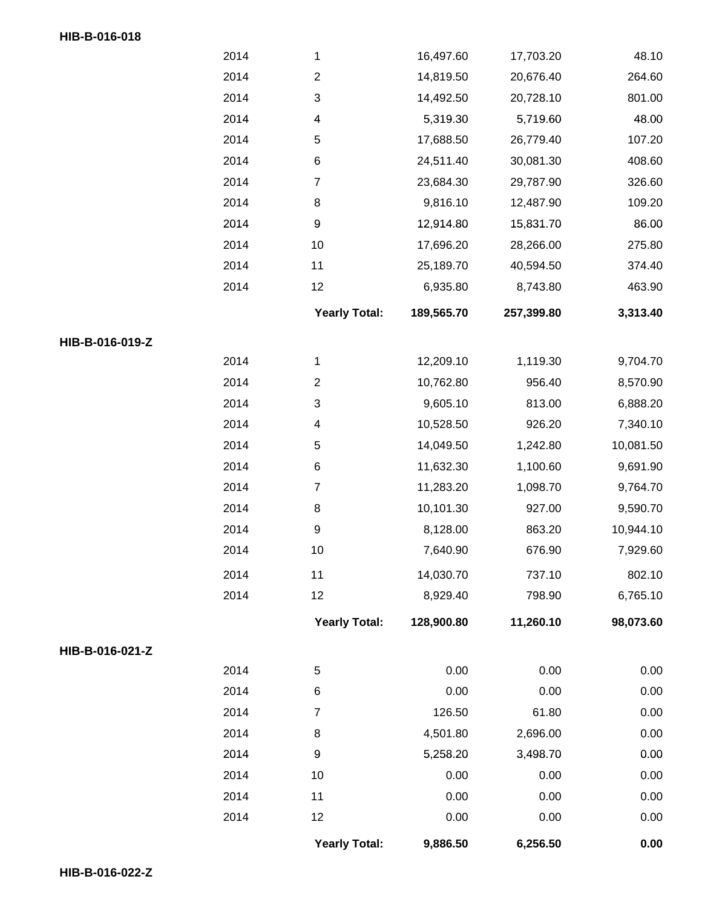**HIB-B-016-018**

| | | | | |
|---|---|---|---|---|
| 2014 | 1 | 16,497.60 | 17,703.20 | 48.10 |
| 2014 | 2 | 14,819.50 | 20,676.40 | 264.60 |
| 2014 | 3 | 14,492.50 | 20,728.10 | 801.00 |
| 2014 | 4 | 5,319.30 | 5,719.60 | 48.00 |
| 2014 | 5 | 17,688.50 | 26,779.40 | 107.20 |
| 2014 | 6 | 24,511.40 | 30,081.30 | 408.60 |
| 2014 | 7 | 23,684.30 | 29,787.90 | 326.60 |
| 2014 | 8 | 9,816.10 | 12,487.90 | 109.20 |
| 2014 | 9 | 12,914.80 | 15,831.70 | 86.00 |
| 2014 | 10 | 17,696.20 | 28,266.00 | 275.80 |
| 2014 | 11 | 25,189.70 | 40,594.50 | 374.40 |
| 2014 | 12 | 6,935.80 | 8,743.80 | 463.90 |
| | **Yearly Total:** | **189,565.70** | **257,399.80** | **3,313.40** |

**HIB-B-016-019-Z**

| | | | | |
|---|---|---|---|---|
| 2014 | 1 | 12,209.10 | 1,119.30 | 9,704.70 |
| 2014 | 2 | 10,762.80 | 956.40 | 8,570.90 |
| 2014 | 3 | 9,605.10 | 813.00 | 6,888.20 |
| 2014 | 4 | 10,528.50 | 926.20 | 7,340.10 |
| 2014 | 5 | 14,049.50 | 1,242.80 | 10,081.50 |
| 2014 | 6 | 11,632.30 | 1,100.60 | 9,691.90 |
| 2014 | 7 | 11,283.20 | 1,098.70 | 9,764.70 |
| 2014 | 8 | 10,101.30 | 927.00 | 9,590.70 |
| 2014 | 9 | 8,128.00 | 863.20 | 10,944.10 |
| 2014 | 10 | 7,640.90 | 676.90 | 7,929.60 |
| 2014 | 11 | 14,030.70 | 737.10 | 802.10 |
| 2014 | 12 | 8,929.40 | 798.90 | 6,765.10 |
| | **Yearly Total:** | **128,900.80** | **11,260.10** | **98,073.60** |

**HIB-B-016-021-Z**

| | | | | |
|---|---|---|---|---|
| 2014 | 5 | 0.00 | 0.00 | 0.00 |
| 2014 | 6 | 0.00 | 0.00 | 0.00 |
| 2014 | 7 | 126.50 | 61.80 | 0.00 |
| 2014 | 8 | 4,501.80 | 2,696.00 | 0.00 |
| 2014 | 9 | 5,258.20 | 3,498.70 | 0.00 |
| 2014 | 10 | 0.00 | 0.00 | 0.00 |
| 2014 | 11 | 0.00 | 0.00 | 0.00 |
| 2014 | 12 | 0.00 | 0.00 | 0.00 |
| | **Yearly Total:** | **9,886.50** | **6,256.50** | **0.00** |

**HIB-B-016-022-Z**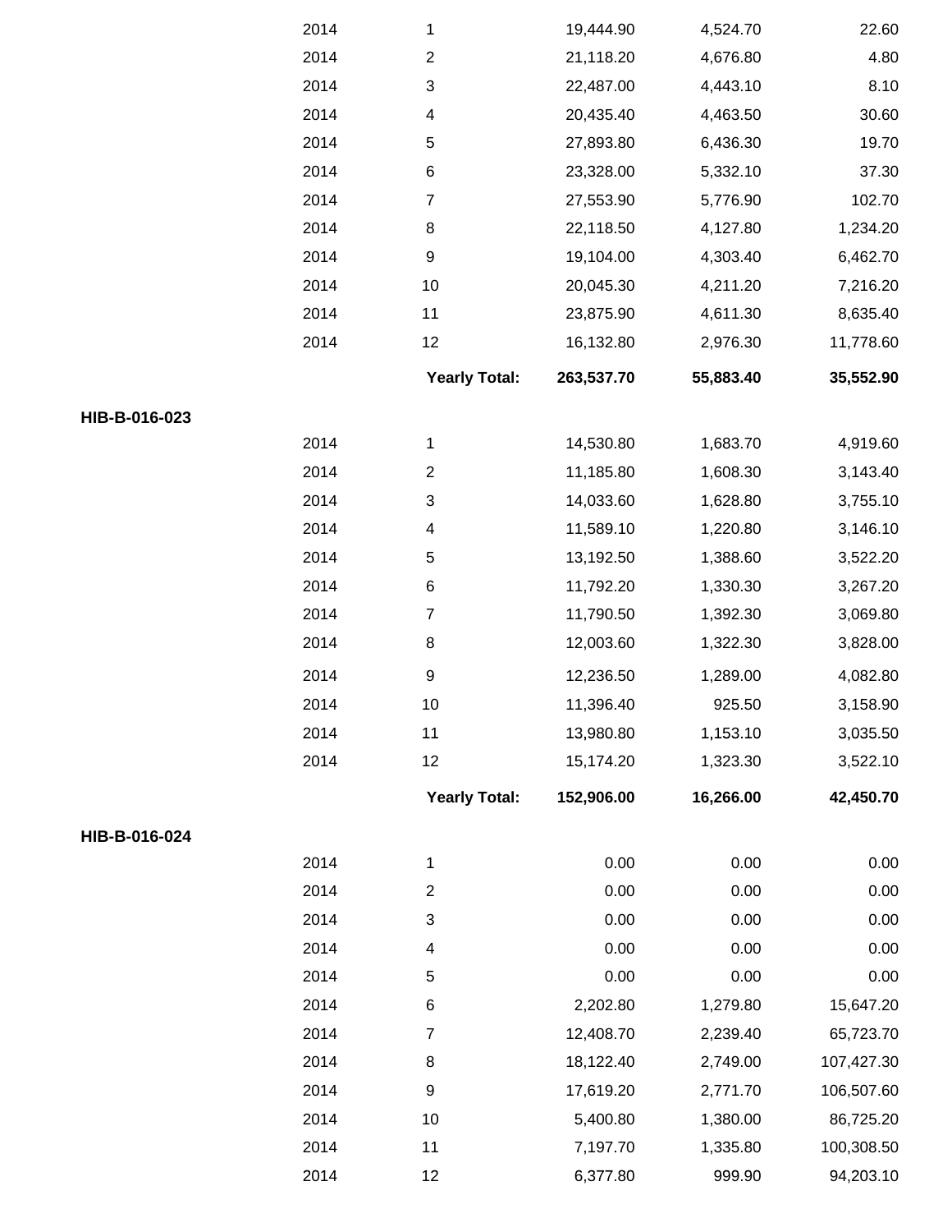| | | | | | |
|---|---|---|---|---|---|
| | 2014 | 1 | 19,444.90 | 4,524.70 | 22.60 |
| | 2014 | 2 | 21,118.20 | 4,676.80 | 4.80 |
| | 2014 | 3 | 22,487.00 | 4,443.10 | 8.10 |
| | 2014 | 4 | 20,435.40 | 4,463.50 | 30.60 |
| | 2014 | 5 | 27,893.80 | 6,436.30 | 19.70 |
| | 2014 | 6 | 23,328.00 | 5,332.10 | 37.30 |
| | 2014 | 7 | 27,553.90 | 5,776.90 | 102.70 |
| | 2014 | 8 | 22,118.50 | 4,127.80 | 1,234.20 |
| | 2014 | 9 | 19,104.00 | 4,303.40 | 6,462.70 |
| | 2014 | 10 | 20,045.30 | 4,211.20 | 7,216.20 |
| | 2014 | 11 | 23,875.90 | 4,611.30 | 8,635.40 |
| | 2014 | 12 | 16,132.80 | 2,976.30 | 11,778.60 |
| | | **Yearly Total:** | **263,537.70** | **55,883.40** | **35,552.90** |
| **HIB-B-016-023** | | | | | |
| | 2014 | 1 | 14,530.80 | 1,683.70 | 4,919.60 |
| | 2014 | 2 | 11,185.80 | 1,608.30 | 3,143.40 |
| | 2014 | 3 | 14,033.60 | 1,628.80 | 3,755.10 |
| | 2014 | 4 | 11,589.10 | 1,220.80 | 3,146.10 |
| | 2014 | 5 | 13,192.50 | 1,388.60 | 3,522.20 |
| | 2014 | 6 | 11,792.20 | 1,330.30 | 3,267.20 |
| | 2014 | 7 | 11,790.50 | 1,392.30 | 3,069.80 |
| | 2014 | 8 | 12,003.60 | 1,322.30 | 3,828.00 |
| | 2014 | 9 | 12,236.50 | 1,289.00 | 4,082.80 |
| | 2014 | 10 | 11,396.40 | 925.50 | 3,158.90 |
| | 2014 | 11 | 13,980.80 | 1,153.10 | 3,035.50 |
| | 2014 | 12 | 15,174.20 | 1,323.30 | 3,522.10 |
| | | **Yearly Total:** | **152,906.00** | **16,266.00** | **42,450.70** |
| **HIB-B-016-024** | | | | | |
| | 2014 | 1 | 0.00 | 0.00 | 0.00 |
| | 2014 | 2 | 0.00 | 0.00 | 0.00 |
| | 2014 | 3 | 0.00 | 0.00 | 0.00 |
| | 2014 | 4 | 0.00 | 0.00 | 0.00 |
| | 2014 | 5 | 0.00 | 0.00 | 0.00 |
| | 2014 | 6 | 2,202.80 | 1,279.80 | 15,647.20 |
| | 2014 | 7 | 12,408.70 | 2,239.40 | 65,723.70 |
| | 2014 | 8 | 18,122.40 | 2,749.00 | 107,427.30 |
| | 2014 | 9 | 17,619.20 | 2,771.70 | 106,507.60 |
| | 2014 | 10 | 5,400.80 | 1,380.00 | 86,725.20 |
| | 2014 | 11 | 7,197.70 | 1,335.80 | 100,308.50 |
| | 2014 | 12 | 6,377.80 | 999.90 | 94,203.10 |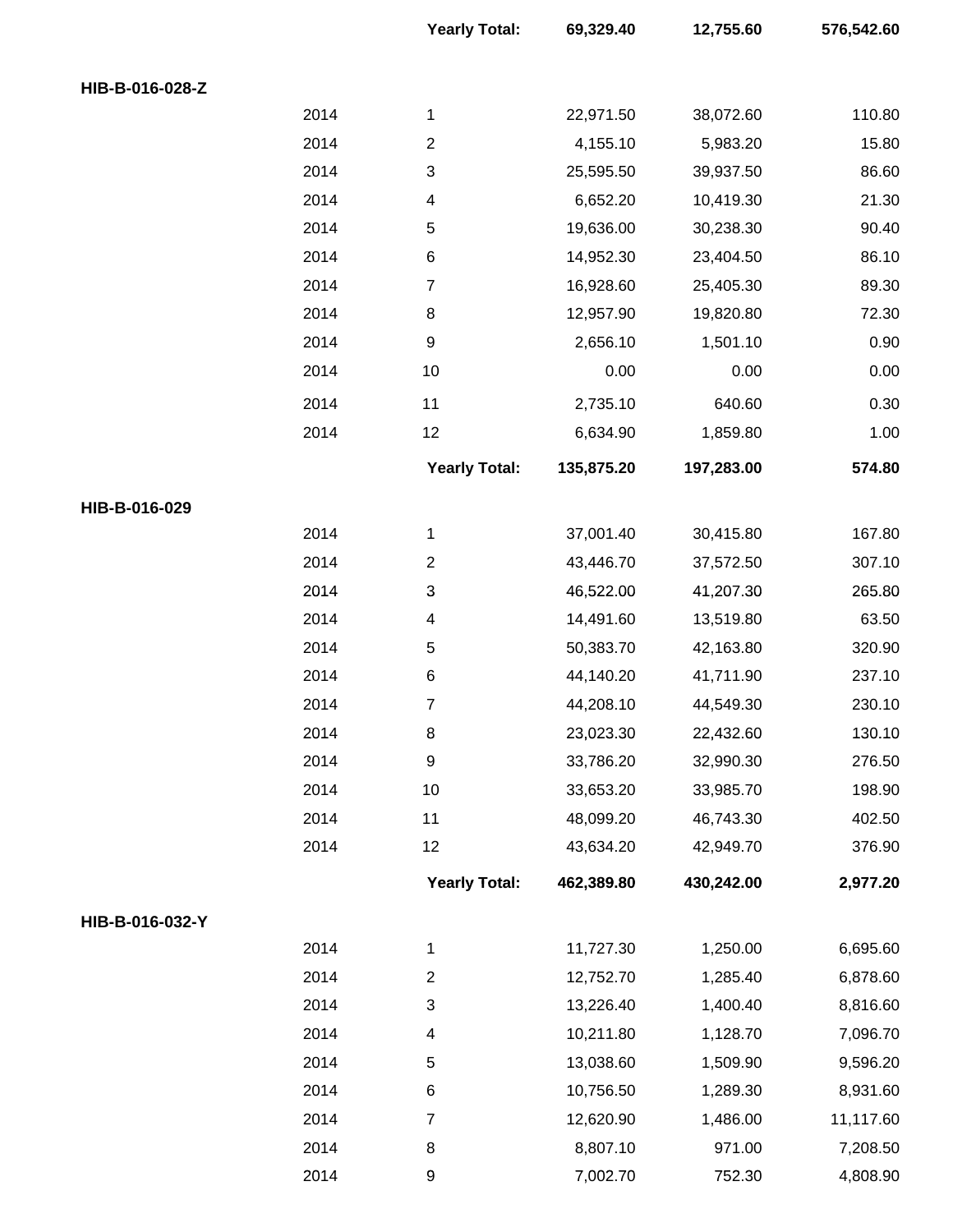| | | | | | |
|---|---|---|---|---|---|
| | | **Yearly Total:** | **69,329.40** | **12,755.60** | **576,542.60** |
| **HIB-B-016-028-Z** | | | | | |
| | 2014 | 1 | 22,971.50 | 38,072.60 | 110.80 |
| | 2014 | 2 | 4,155.10 | 5,983.20 | 15.80 |
| | 2014 | 3 | 25,595.50 | 39,937.50 | 86.60 |
| | 2014 | 4 | 6,652.20 | 10,419.30 | 21.30 |
| | 2014 | 5 | 19,636.00 | 30,238.30 | 90.40 |
| | 2014 | 6 | 14,952.30 | 23,404.50 | 86.10 |
| | 2014 | 7 | 16,928.60 | 25,405.30 | 89.30 |
| | 2014 | 8 | 12,957.90 | 19,820.80 | 72.30 |
| | 2014 | 9 | 2,656.10 | 1,501.10 | 0.90 |
| | 2014 | 10 | 0.00 | 0.00 | 0.00 |
| | 2014 | 11 | 2,735.10 | 640.60 | 0.30 |
| | 2014 | 12 | 6,634.90 | 1,859.80 | 1.00 |
| | | **Yearly Total:** | **135,875.20** | **197,283.00** | **574.80** |
| **HIB-B-016-029** | | | | | |
| | 2014 | 1 | 37,001.40 | 30,415.80 | 167.80 |
| | 2014 | 2 | 43,446.70 | 37,572.50 | 307.10 |
| | 2014 | 3 | 46,522.00 | 41,207.30 | 265.80 |
| | 2014 | 4 | 14,491.60 | 13,519.80 | 63.50 |
| | 2014 | 5 | 50,383.70 | 42,163.80 | 320.90 |
| | 2014 | 6 | 44,140.20 | 41,711.90 | 237.10 |
| | 2014 | 7 | 44,208.10 | 44,549.30 | 230.10 |
| | 2014 | 8 | 23,023.30 | 22,432.60 | 130.10 |
| | 2014 | 9 | 33,786.20 | 32,990.30 | 276.50 |
| | 2014 | 10 | 33,653.20 | 33,985.70 | 198.90 |
| | 2014 | 11 | 48,099.20 | 46,743.30 | 402.50 |
| | 2014 | 12 | 43,634.20 | 42,949.70 | 376.90 |
| | | **Yearly Total:** | **462,389.80** | **430,242.00** | **2,977.20** |
| **HIB-B-016-032-Y** | | | | | |
| | 2014 | 1 | 11,727.30 | 1,250.00 | 6,695.60 |
| | 2014 | 2 | 12,752.70 | 1,285.40 | 6,878.60 |
| | 2014 | 3 | 13,226.40 | 1,400.40 | 8,816.60 |
| | 2014 | 4 | 10,211.80 | 1,128.70 | 7,096.70 |
| | 2014 | 5 | 13,038.60 | 1,509.90 | 9,596.20 |
| | 2014 | 6 | 10,756.50 | 1,289.30 | 8,931.60 |
| | 2014 | 7 | 12,620.90 | 1,486.00 | 11,117.60 |
| | 2014 | 8 | 8,807.10 | 971.00 | 7,208.50 |
| | 2014 | 9 | 7,002.70 | 752.30 | 4,808.90 |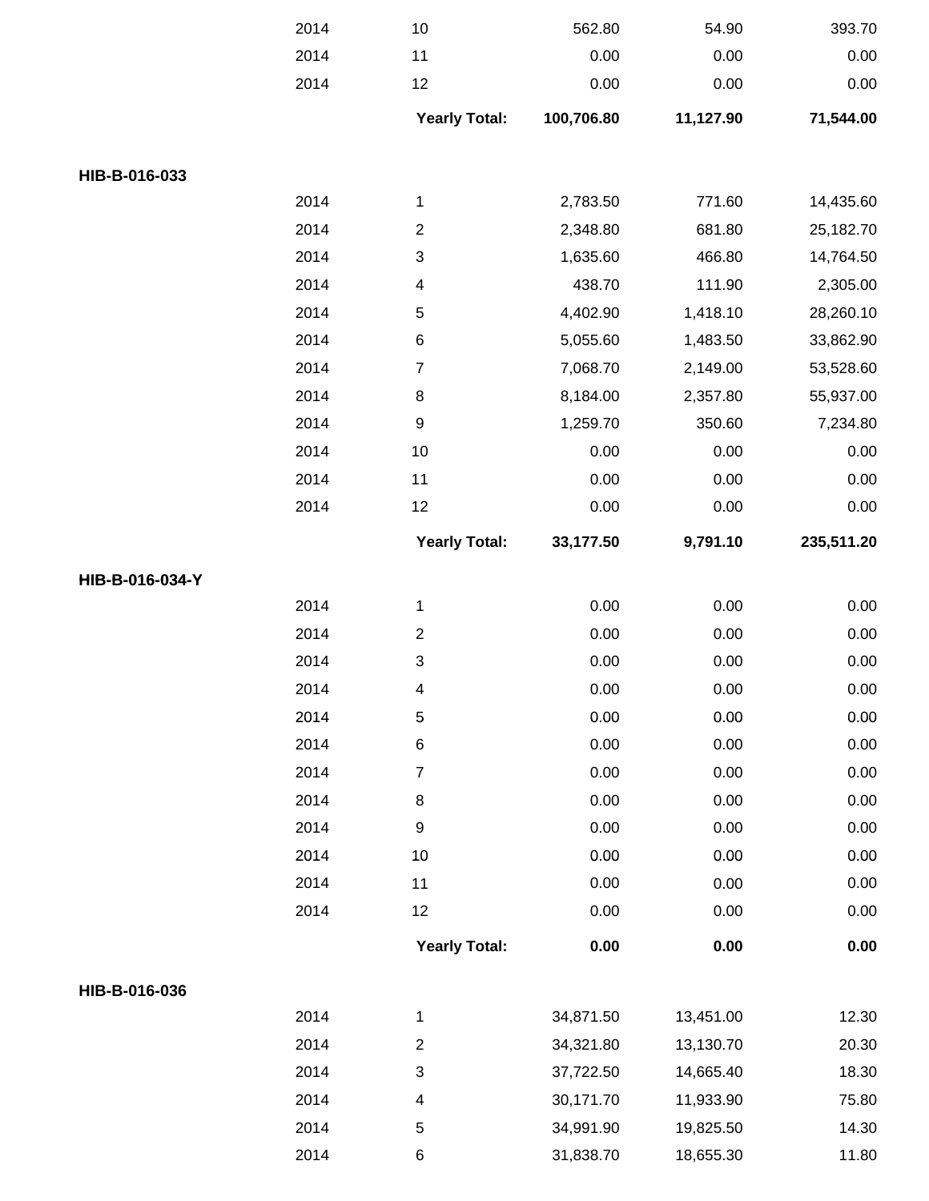| | Year | Month | | | |
|---|---|---|---|---|---|
| | 2014 | 10 | 562.80 | 54.90 | 393.70 |
| | 2014 | 11 | 0.00 | 0.00 | 0.00 |
| | 2014 | 12 | 0.00 | 0.00 | 0.00 |
| | | **Yearly Total:** | **100,706.80** | **11,127.90** | **71,544.00** |
| **HIB-B-016-033** | | | | | |
| | 2014 | 1 | 2,783.50 | 771.60 | 14,435.60 |
| | 2014 | 2 | 2,348.80 | 681.80 | 25,182.70 |
| | 2014 | 3 | 1,635.60 | 466.80 | 14,764.50 |
| | 2014 | 4 | 438.70 | 111.90 | 2,305.00 |
| | 2014 | 5 | 4,402.90 | 1,418.10 | 28,260.10 |
| | 2014 | 6 | 5,055.60 | 1,483.50 | 33,862.90 |
| | 2014 | 7 | 7,068.70 | 2,149.00 | 53,528.60 |
| | 2014 | 8 | 8,184.00 | 2,357.80 | 55,937.00 |
| | 2014 | 9 | 1,259.70 | 350.60 | 7,234.80 |
| | 2014 | 10 | 0.00 | 0.00 | 0.00 |
| | 2014 | 11 | 0.00 | 0.00 | 0.00 |
| | 2014 | 12 | 0.00 | 0.00 | 0.00 |
| | | **Yearly Total:** | **33,177.50** | **9,791.10** | **235,511.20** |
| **HIB-B-016-034-Y** | | | | | |
| | 2014 | 1 | 0.00 | 0.00 | 0.00 |
| | 2014 | 2 | 0.00 | 0.00 | 0.00 |
| | 2014 | 3 | 0.00 | 0.00 | 0.00 |
| | 2014 | 4 | 0.00 | 0.00 | 0.00 |
| | 2014 | 5 | 0.00 | 0.00 | 0.00 |
| | 2014 | 6 | 0.00 | 0.00 | 0.00 |
| | 2014 | 7 | 0.00 | 0.00 | 0.00 |
| | 2014 | 8 | 0.00 | 0.00 | 0.00 |
| | 2014 | 9 | 0.00 | 0.00 | 0.00 |
| | 2014 | 10 | 0.00 | 0.00 | 0.00 |
| | 2014 | 11 | 0.00 | 0.00 | 0.00 |
| | 2014 | 12 | 0.00 | 0.00 | 0.00 |
| | | **Yearly Total:** | **0.00** | **0.00** | **0.00** |
| **HIB-B-016-036** | | | | | |
| | 2014 | 1 | 34,871.50 | 13,451.00 | 12.30 |
| | 2014 | 2 | 34,321.80 | 13,130.70 | 20.30 |
| | 2014 | 3 | 37,722.50 | 14,665.40 | 18.30 |
| | 2014 | 4 | 30,171.70 | 11,933.90 | 75.80 |
| | 2014 | 5 | 34,991.90 | 19,825.50 | 14.30 |
| | 2014 | 6 | 31,838.70 | 18,655.30 | 11.80 |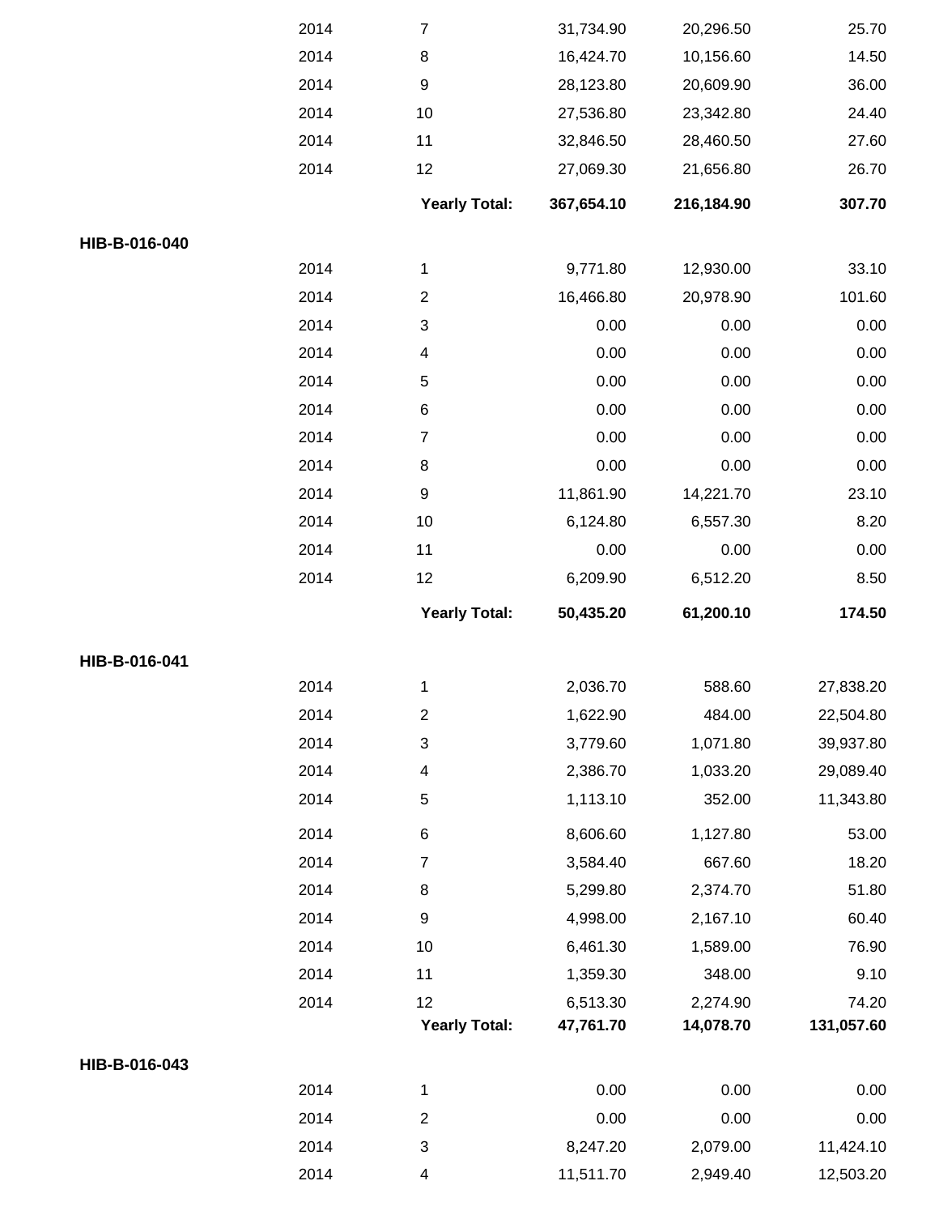| | | | | | |
|---|---|---|---|---|---|
| | 2014 | 7 | 31,734.90 | 20,296.50 | 25.70 |
| | 2014 | 8 | 16,424.70 | 10,156.60 | 14.50 |
| | 2014 | 9 | 28,123.80 | 20,609.90 | 36.00 |
| | 2014 | 10 | 27,536.80 | 23,342.80 | 24.40 |
| | 2014 | 11 | 32,846.50 | 28,460.50 | 27.60 |
| | 2014 | 12 | 27,069.30 | 21,656.80 | 26.70 |
| | | **Yearly Total:** | **367,654.10** | **216,184.90** | **307.70** |
| **HIB-B-016-040** | | | | | |
| | 2014 | 1 | 9,771.80 | 12,930.00 | 33.10 |
| | 2014 | 2 | 16,466.80 | 20,978.90 | 101.60 |
| | 2014 | 3 | 0.00 | 0.00 | 0.00 |
| | 2014 | 4 | 0.00 | 0.00 | 0.00 |
| | 2014 | 5 | 0.00 | 0.00 | 0.00 |
| | 2014 | 6 | 0.00 | 0.00 | 0.00 |
| | 2014 | 7 | 0.00 | 0.00 | 0.00 |
| | 2014 | 8 | 0.00 | 0.00 | 0.00 |
| | 2014 | 9 | 11,861.90 | 14,221.70 | 23.10 |
| | 2014 | 10 | 6,124.80 | 6,557.30 | 8.20 |
| | 2014 | 11 | 0.00 | 0.00 | 0.00 |
| | 2014 | 12 | 6,209.90 | 6,512.20 | 8.50 |
| | | **Yearly Total:** | **50,435.20** | **61,200.10** | **174.50** |
| **HIB-B-016-041** | | | | | |
| | 2014 | 1 | 2,036.70 | 588.60 | 27,838.20 |
| | 2014 | 2 | 1,622.90 | 484.00 | 22,504.80 |
| | 2014 | 3 | 3,779.60 | 1,071.80 | 39,937.80 |
| | 2014 | 4 | 2,386.70 | 1,033.20 | 29,089.40 |
| | 2014 | 5 | 1,113.10 | 352.00 | 11,343.80 |
| | 2014 | 6 | 8,606.60 | 1,127.80 | 53.00 |
| | 2014 | 7 | 3,584.40 | 667.60 | 18.20 |
| | 2014 | 8 | 5,299.80 | 2,374.70 | 51.80 |
| | 2014 | 9 | 4,998.00 | 2,167.10 | 60.40 |
| | 2014 | 10 | 6,461.30 | 1,589.00 | 76.90 |
| | 2014 | 11 | 1,359.30 | 348.00 | 9.10 |
| | 2014 | 12 | 6,513.30 | 2,274.90 | 74.20 |
| | | **Yearly Total:** | **47,761.70** | **14,078.70** | **131,057.60** |
| **HIB-B-016-043** | | | | | |
| | 2014 | 1 | 0.00 | 0.00 | 0.00 |
| | 2014 | 2 | 0.00 | 0.00 | 0.00 |
| | 2014 | 3 | 8,247.20 | 2,079.00 | 11,424.10 |
| | 2014 | 4 | 11,511.70 | 2,949.40 | 12,503.20 |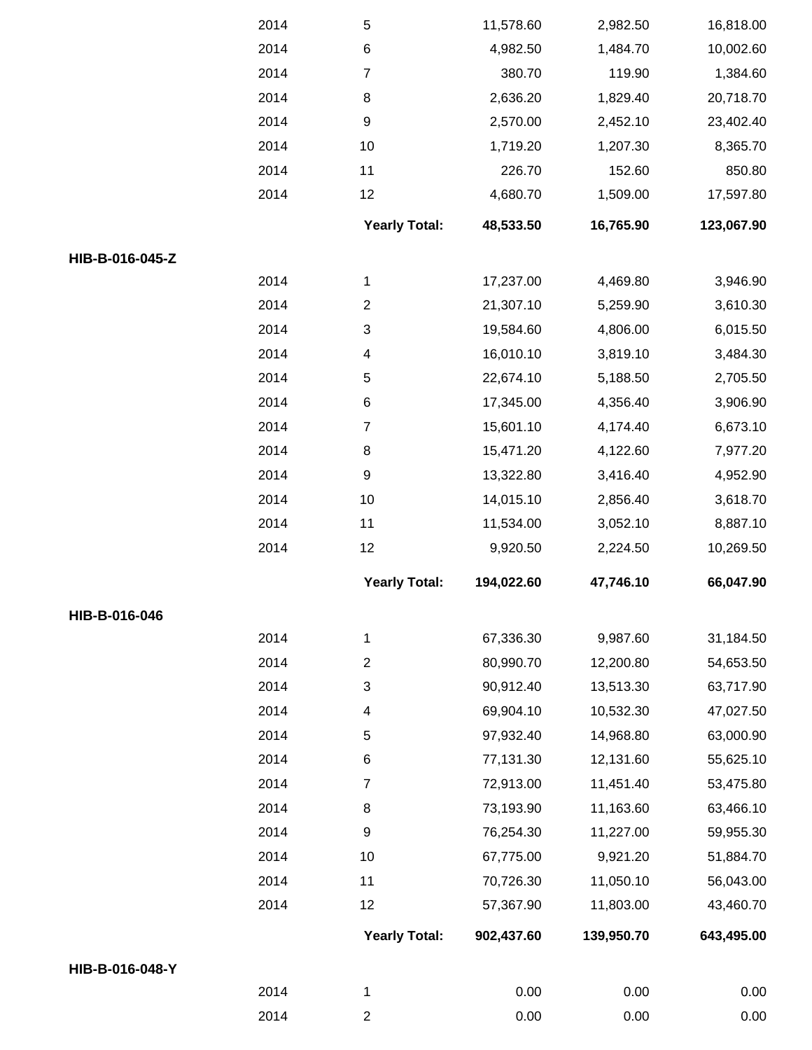| | | | | | |
|---|---|---|---|---|---|
| | 2014 | 5 | 11,578.60 | 2,982.50 | 16,818.00 |
| | 2014 | 6 | 4,982.50 | 1,484.70 | 10,002.60 |
| | 2014 | 7 | 380.70 | 119.90 | 1,384.60 |
| | 2014 | 8 | 2,636.20 | 1,829.40 | 20,718.70 |
| | 2014 | 9 | 2,570.00 | 2,452.10 | 23,402.40 |
| | 2014 | 10 | 1,719.20 | 1,207.30 | 8,365.70 |
| | 2014 | 11 | 226.70 | 152.60 | 850.80 |
| | 2014 | 12 | 4,680.70 | 1,509.00 | 17,597.80 |
| | | **Yearly Total:** | **48,533.50** | **16,765.90** | **123,067.90** |
| **HIB-B-016-045-Z** | | | | | |
| | 2014 | 1 | 17,237.00 | 4,469.80 | 3,946.90 |
| | 2014 | 2 | 21,307.10 | 5,259.90 | 3,610.30 |
| | 2014 | 3 | 19,584.60 | 4,806.00 | 6,015.50 |
| | 2014 | 4 | 16,010.10 | 3,819.10 | 3,484.30 |
| | 2014 | 5 | 22,674.10 | 5,188.50 | 2,705.50 |
| | 2014 | 6 | 17,345.00 | 4,356.40 | 3,906.90 |
| | 2014 | 7 | 15,601.10 | 4,174.40 | 6,673.10 |
| | 2014 | 8 | 15,471.20 | 4,122.60 | 7,977.20 |
| | 2014 | 9 | 13,322.80 | 3,416.40 | 4,952.90 |
| | 2014 | 10 | 14,015.10 | 2,856.40 | 3,618.70 |
| | 2014 | 11 | 11,534.00 | 3,052.10 | 8,887.10 |
| | 2014 | 12 | 9,920.50 | 2,224.50 | 10,269.50 |
| | | **Yearly Total:** | **194,022.60** | **47,746.10** | **66,047.90** |
| **HIB-B-016-046** | | | | | |
| | 2014 | 1 | 67,336.30 | 9,987.60 | 31,184.50 |
| | 2014 | 2 | 80,990.70 | 12,200.80 | 54,653.50 |
| | 2014 | 3 | 90,912.40 | 13,513.30 | 63,717.90 |
| | 2014 | 4 | 69,904.10 | 10,532.30 | 47,027.50 |
| | 2014 | 5 | 97,932.40 | 14,968.80 | 63,000.90 |
| | 2014 | 6 | 77,131.30 | 12,131.60 | 55,625.10 |
| | 2014 | 7 | 72,913.00 | 11,451.40 | 53,475.80 |
| | 2014 | 8 | 73,193.90 | 11,163.60 | 63,466.10 |
| | 2014 | 9 | 76,254.30 | 11,227.00 | 59,955.30 |
| | 2014 | 10 | 67,775.00 | 9,921.20 | 51,884.70 |
| | 2014 | 11 | 70,726.30 | 11,050.10 | 56,043.00 |
| | 2014 | 12 | 57,367.90 | 11,803.00 | 43,460.70 |
| | | **Yearly Total:** | **902,437.60** | **139,950.70** | **643,495.00** |
| **HIB-B-016-048-Y** | | | | | |
| | 2014 | 1 | 0.00 | 0.00 | 0.00 |
| | 2014 | 2 | 0.00 | 0.00 | 0.00 |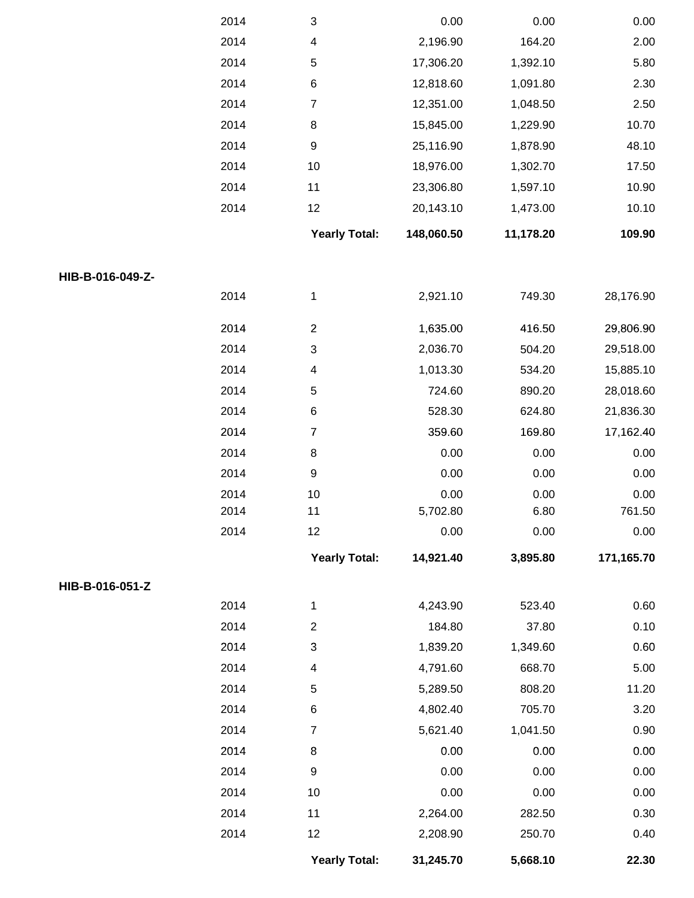| | Year | Month | | | |
|---|---|---|---|---|---|
| | 2014 | 3 | 0.00 | 0.00 | 0.00 |
| | 2014 | 4 | 2,196.90 | 164.20 | 2.00 |
| | 2014 | 5 | 17,306.20 | 1,392.10 | 5.80 |
| | 2014 | 6 | 12,818.60 | 1,091.80 | 2.30 |
| | 2014 | 7 | 12,351.00 | 1,048.50 | 2.50 |
| | 2014 | 8 | 15,845.00 | 1,229.90 | 10.70 |
| | 2014 | 9 | 25,116.90 | 1,878.90 | 48.10 |
| | 2014 | 10 | 18,976.00 | 1,302.70 | 17.50 |
| | 2014 | 11 | 23,306.80 | 1,597.10 | 10.90 |
| | 2014 | 12 | 20,143.10 | 1,473.00 | 10.10 |
| | | **Yearly Total:** | **148,060.50** | **11,178.20** | **109.90** |
| **HIB-B-016-049-Z-** | | | | | |
| | 2014 | 1 | 2,921.10 | 749.30 | 28,176.90 |
| | 2014 | 2 | 1,635.00 | 416.50 | 29,806.90 |
| | 2014 | 3 | 2,036.70 | 504.20 | 29,518.00 |
| | 2014 | 4 | 1,013.30 | 534.20 | 15,885.10 |
| | 2014 | 5 | 724.60 | 890.20 | 28,018.60 |
| | 2014 | 6 | 528.30 | 624.80 | 21,836.30 |
| | 2014 | 7 | 359.60 | 169.80 | 17,162.40 |
| | 2014 | 8 | 0.00 | 0.00 | 0.00 |
| | 2014 | 9 | 0.00 | 0.00 | 0.00 |
| | 2014 | 10 | 0.00 | 0.00 | 0.00 |
| | 2014 | 11 | 5,702.80 | 6.80 | 761.50 |
| | 2014 | 12 | 0.00 | 0.00 | 0.00 |
| | | **Yearly Total:** | **14,921.40** | **3,895.80** | **171,165.70** |
| **HIB-B-016-051-Z** | | | | | |
| | 2014 | 1 | 4,243.90 | 523.40 | 0.60 |
| | 2014 | 2 | 184.80 | 37.80 | 0.10 |
| | 2014 | 3 | 1,839.20 | 1,349.60 | 0.60 |
| | 2014 | 4 | 4,791.60 | 668.70 | 5.00 |
| | 2014 | 5 | 5,289.50 | 808.20 | 11.20 |
| | 2014 | 6 | 4,802.40 | 705.70 | 3.20 |
| | 2014 | 7 | 5,621.40 | 1,041.50 | 0.90 |
| | 2014 | 8 | 0.00 | 0.00 | 0.00 |
| | 2014 | 9 | 0.00 | 0.00 | 0.00 |
| | 2014 | 10 | 0.00 | 0.00 | 0.00 |
| | 2014 | 11 | 2,264.00 | 282.50 | 0.30 |
| | 2014 | 12 | 2,208.90 | 250.70 | 0.40 |
| | | **Yearly Total:** | **31,245.70** | **5,668.10** | **22.30** |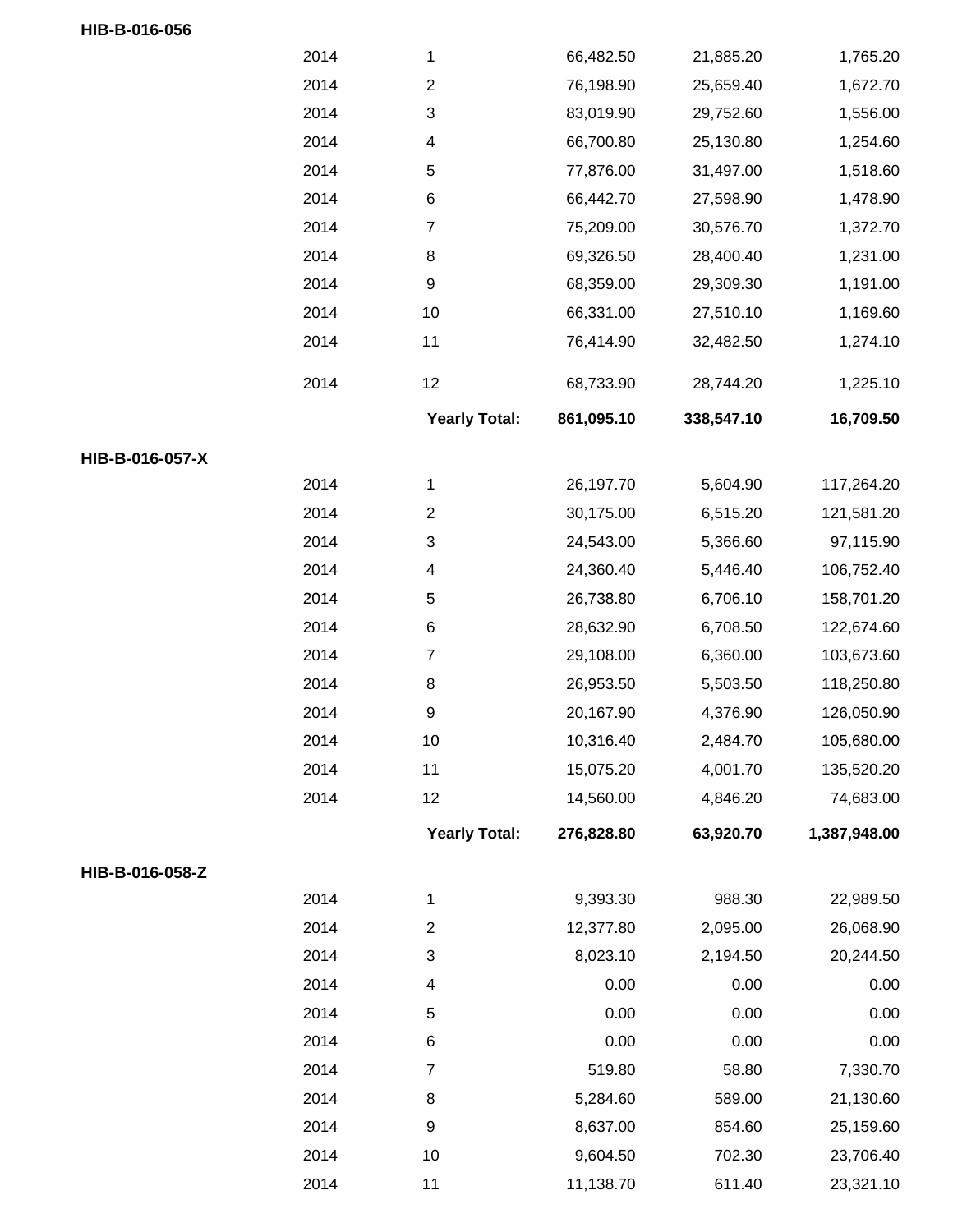**HIB-B-016-056**

| | | | | | |
|---|---|---|---|---|---|
| | 2014 | 1 | 66,482.50 | 21,885.20 | 1,765.20 |
| | 2014 | 2 | 76,198.90 | 25,659.40 | 1,672.70 |
| | 2014 | 3 | 83,019.90 | 29,752.60 | 1,556.00 |
| | 2014 | 4 | 66,700.80 | 25,130.80 | 1,254.60 |
| | 2014 | 5 | 77,876.00 | 31,497.00 | 1,518.60 |
| | 2014 | 6 | 66,442.70 | 27,598.90 | 1,478.90 |
| | 2014 | 7 | 75,209.00 | 30,576.70 | 1,372.70 |
| | 2014 | 8 | 69,326.50 | 28,400.40 | 1,231.00 |
| | 2014 | 9 | 68,359.00 | 29,309.30 | 1,191.00 |
| | 2014 | 10 | 66,331.00 | 27,510.10 | 1,169.60 |
| | 2014 | 11 | 76,414.90 | 32,482.50 | 1,274.10 |
| | 2014 | 12 | 68,733.90 | 28,744.20 | 1,225.10 |
| | | **Yearly Total:** | **861,095.10** | **338,547.10** | **16,709.50** |

**HIB-B-016-057-X**

| | | | | | |
|---|---|---|---|---|---|
| | 2014 | 1 | 26,197.70 | 5,604.90 | 117,264.20 |
| | 2014 | 2 | 30,175.00 | 6,515.20 | 121,581.20 |
| | 2014 | 3 | 24,543.00 | 5,366.60 | 97,115.90 |
| | 2014 | 4 | 24,360.40 | 5,446.40 | 106,752.40 |
| | 2014 | 5 | 26,738.80 | 6,706.10 | 158,701.20 |
| | 2014 | 6 | 28,632.90 | 6,708.50 | 122,674.60 |
| | 2014 | 7 | 29,108.00 | 6,360.00 | 103,673.60 |
| | 2014 | 8 | 26,953.50 | 5,503.50 | 118,250.80 |
| | 2014 | 9 | 20,167.90 | 4,376.90 | 126,050.90 |
| | 2014 | 10 | 10,316.40 | 2,484.70 | 105,680.00 |
| | 2014 | 11 | 15,075.20 | 4,001.70 | 135,520.20 |
| | 2014 | 12 | 14,560.00 | 4,846.20 | 74,683.00 |
| | | **Yearly Total:** | **276,828.80** | **63,920.70** | **1,387,948.00** |

**HIB-B-016-058-Z**

| | | | | | |
|---|---|---|---|---|---|
| | 2014 | 1 | 9,393.30 | 988.30 | 22,989.50 |
| | 2014 | 2 | 12,377.80 | 2,095.00 | 26,068.90 |
| | 2014 | 3 | 8,023.10 | 2,194.50 | 20,244.50 |
| | 2014 | 4 | 0.00 | 0.00 | 0.00 |
| | 2014 | 5 | 0.00 | 0.00 | 0.00 |
| | 2014 | 6 | 0.00 | 0.00 | 0.00 |
| | 2014 | 7 | 519.80 | 58.80 | 7,330.70 |
| | 2014 | 8 | 5,284.60 | 589.00 | 21,130.60 |
| | 2014 | 9 | 8,637.00 | 854.60 | 25,159.60 |
| | 2014 | 10 | 9,604.50 | 702.30 | 23,706.40 |
| | 2014 | 11 | 11,138.70 | 611.40 | 23,321.10 |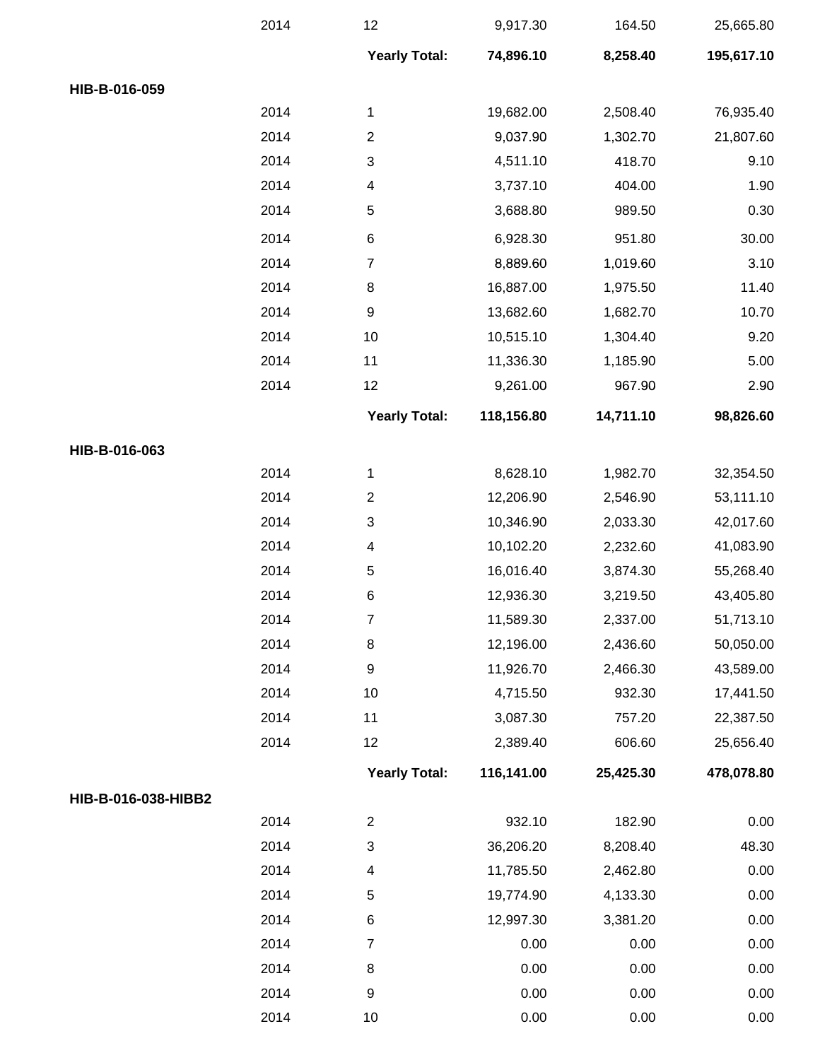| | | | | | |
|---|---|---|---|---|---|
| | 2014 | 12 | 9,917.30 | 164.50 | 25,665.80 |
| | | **Yearly Total:** | **74,896.10** | **8,258.40** | **195,617.10** |
| **HIB-B-016-059** | | | | | |
| | 2014 | 1 | 19,682.00 | 2,508.40 | 76,935.40 |
| | 2014 | 2 | 9,037.90 | 1,302.70 | 21,807.60 |
| | 2014 | 3 | 4,511.10 | 418.70 | 9.10 |
| | 2014 | 4 | 3,737.10 | 404.00 | 1.90 |
| | 2014 | 5 | 3,688.80 | 989.50 | 0.30 |
| | 2014 | 6 | 6,928.30 | 951.80 | 30.00 |
| | 2014 | 7 | 8,889.60 | 1,019.60 | 3.10 |
| | 2014 | 8 | 16,887.00 | 1,975.50 | 11.40 |
| | 2014 | 9 | 13,682.60 | 1,682.70 | 10.70 |
| | 2014 | 10 | 10,515.10 | 1,304.40 | 9.20 |
| | 2014 | 11 | 11,336.30 | 1,185.90 | 5.00 |
| | 2014 | 12 | 9,261.00 | 967.90 | 2.90 |
| | | **Yearly Total:** | **118,156.80** | **14,711.10** | **98,826.60** |
| **HIB-B-016-063** | | | | | |
| | 2014 | 1 | 8,628.10 | 1,982.70 | 32,354.50 |
| | 2014 | 2 | 12,206.90 | 2,546.90 | 53,111.10 |
| | 2014 | 3 | 10,346.90 | 2,033.30 | 42,017.60 |
| | 2014 | 4 | 10,102.20 | 2,232.60 | 41,083.90 |
| | 2014 | 5 | 16,016.40 | 3,874.30 | 55,268.40 |
| | 2014 | 6 | 12,936.30 | 3,219.50 | 43,405.80 |
| | 2014 | 7 | 11,589.30 | 2,337.00 | 51,713.10 |
| | 2014 | 8 | 12,196.00 | 2,436.60 | 50,050.00 |
| | 2014 | 9 | 11,926.70 | 2,466.30 | 43,589.00 |
| | 2014 | 10 | 4,715.50 | 932.30 | 17,441.50 |
| | 2014 | 11 | 3,087.30 | 757.20 | 22,387.50 |
| | 2014 | 12 | 2,389.40 | 606.60 | 25,656.40 |
| | | **Yearly Total:** | **116,141.00** | **25,425.30** | **478,078.80** |
| **HIB-B-016-038-HIBB2** | | | | | |
| | 2014 | 2 | 932.10 | 182.90 | 0.00 |
| | 2014 | 3 | 36,206.20 | 8,208.40 | 48.30 |
| | 2014 | 4 | 11,785.50 | 2,462.80 | 0.00 |
| | 2014 | 5 | 19,774.90 | 4,133.30 | 0.00 |
| | 2014 | 6 | 12,997.30 | 3,381.20 | 0.00 |
| | 2014 | 7 | 0.00 | 0.00 | 0.00 |
| | 2014 | 8 | 0.00 | 0.00 | 0.00 |
| | 2014 | 9 | 0.00 | 0.00 | 0.00 |
| | 2014 | 10 | 0.00 | 0.00 | 0.00 |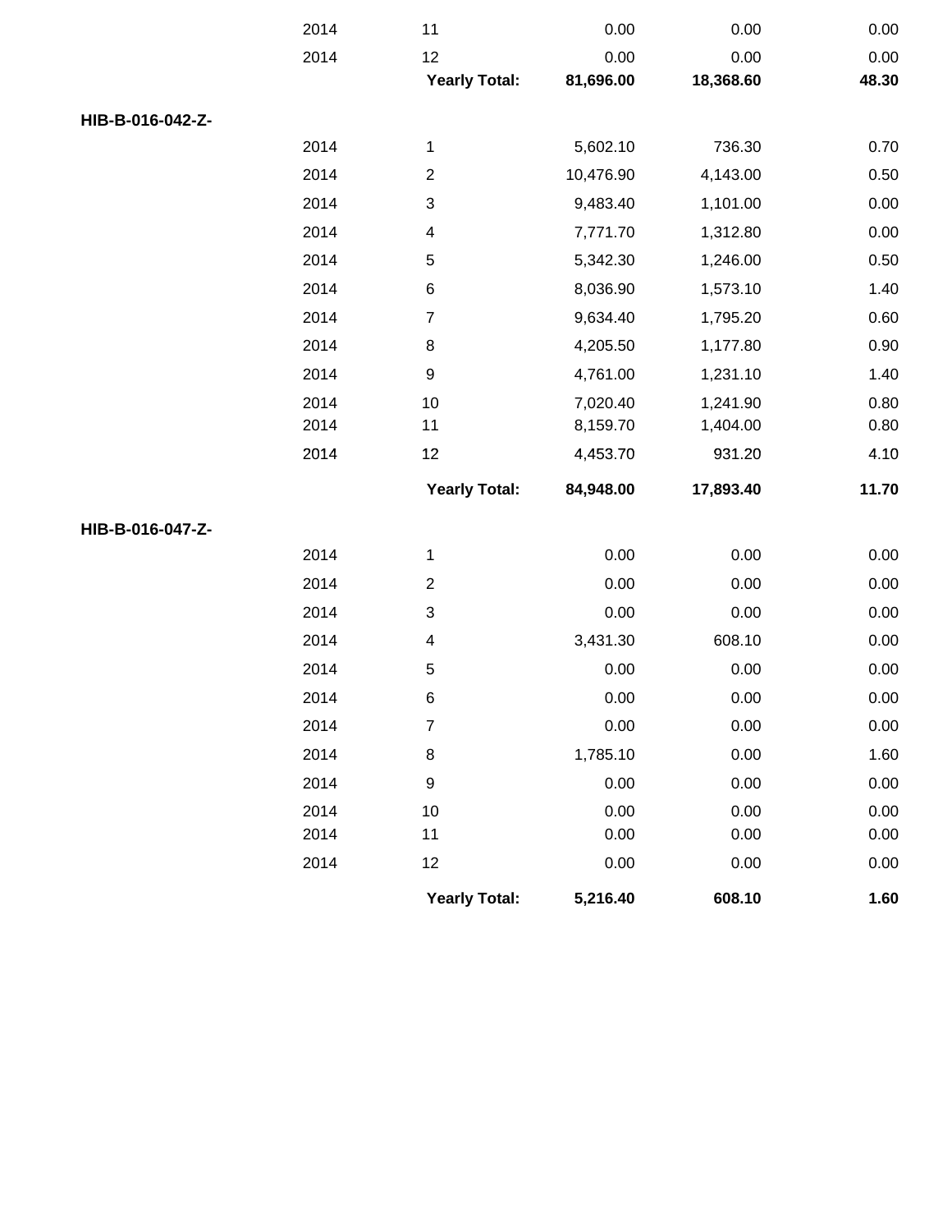| | | | | | |
|---|---|---|---|---|---|
| | 2014 | 11 | 0.00 | 0.00 | 0.00 |
| | 2014 | 12 | 0.00 | 0.00 | 0.00 |
| | | **Yearly Total:** | **81,696.00** | **18,368.60** | **48.30** |
| **HIB-B-016-042-Z-** | | | | | |
| | 2014 | 1 | 5,602.10 | 736.30 | 0.70 |
| | 2014 | 2 | 10,476.90 | 4,143.00 | 0.50 |
| | 2014 | 3 | 9,483.40 | 1,101.00 | 0.00 |
| | 2014 | 4 | 7,771.70 | 1,312.80 | 0.00 |
| | 2014 | 5 | 5,342.30 | 1,246.00 | 0.50 |
| | 2014 | 6 | 8,036.90 | 1,573.10 | 1.40 |
| | 2014 | 7 | 9,634.40 | 1,795.20 | 0.60 |
| | 2014 | 8 | 4,205.50 | 1,177.80 | 0.90 |
| | 2014 | 9 | 4,761.00 | 1,231.10 | 1.40 |
| | 2014 | 10 | 7,020.40 | 1,241.90 | 0.80 |
| | 2014 | 11 | 8,159.70 | 1,404.00 | 0.80 |
| | 2014 | 12 | 4,453.70 | 931.20 | 4.10 |
| | | **Yearly Total:** | **84,948.00** | **17,893.40** | **11.70** |
| **HIB-B-016-047-Z-** | | | | | |
| | 2014 | 1 | 0.00 | 0.00 | 0.00 |
| | 2014 | 2 | 0.00 | 0.00 | 0.00 |
| | 2014 | 3 | 0.00 | 0.00 | 0.00 |
| | 2014 | 4 | 3,431.30 | 608.10 | 0.00 |
| | 2014 | 5 | 0.00 | 0.00 | 0.00 |
| | 2014 | 6 | 0.00 | 0.00 | 0.00 |
| | 2014 | 7 | 0.00 | 0.00 | 0.00 |
| | 2014 | 8 | 1,785.10 | 0.00 | 1.60 |
| | 2014 | 9 | 0.00 | 0.00 | 0.00 |
| | 2014 | 10 | 0.00 | 0.00 | 0.00 |
| | 2014 | 11 | 0.00 | 0.00 | 0.00 |
| | 2014 | 12 | 0.00 | 0.00 | 0.00 |
| | | **Yearly Total:** | **5,216.40** | **608.10** | **1.60** |